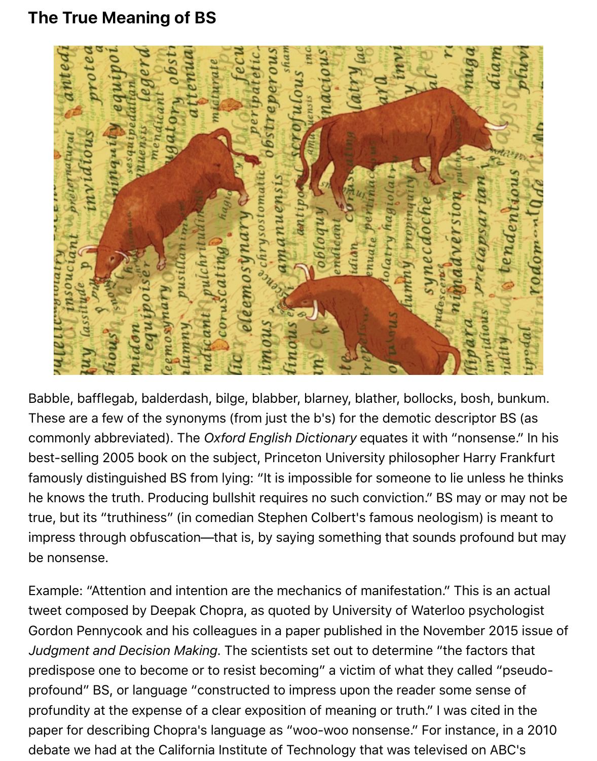# The True Meaning of BS

Babble, bafflegab, balderdash, bilge, blabber, blarney, blather, bollocks, bosh, bunkum. These are a few of the synonyms (from just the b's) for the demotic descriptor BS (as commonly abbreviated). The *Oxford English Dictionary* equates it with "nonsense." In his best-selling 2005 book on the subject, Princeton University philosopher Harry Frankfurt famously distinguished BS from lying: "It is impossible for someone to lie unless he thinks he knows the truth. Producing bullshit requires no such conviction." BS may or may not be true, but its "truthiness" (in comedian Stephen Colbert's famous neologism) is meant to impress through obfuscation—that is, by saying something that sounds profound but may be nonsense.

Example: "Attention and intention are the mechanics of manifestation." This is an actual tweet composed by Deepak Chopra, as quoted by University of Waterloo psychologist Gordon Pennycook and his colleagues in a paper published in the November 2015 issue of *Judgment and Decision Making*. The scientists set out to determine "the factors that predispose one to become or to resist becoming" a victim of what they called "pseudo-profound" BS, or language "constructed to impress upon the reader some sense of profundity at the expense of a clear exposition of meaning or truth." I was cited in the paper for describing Chopra's language as "woo-woo nonsense." For instance, in a 2010 debate we had at the California Institute of Technology that was televised on ABC's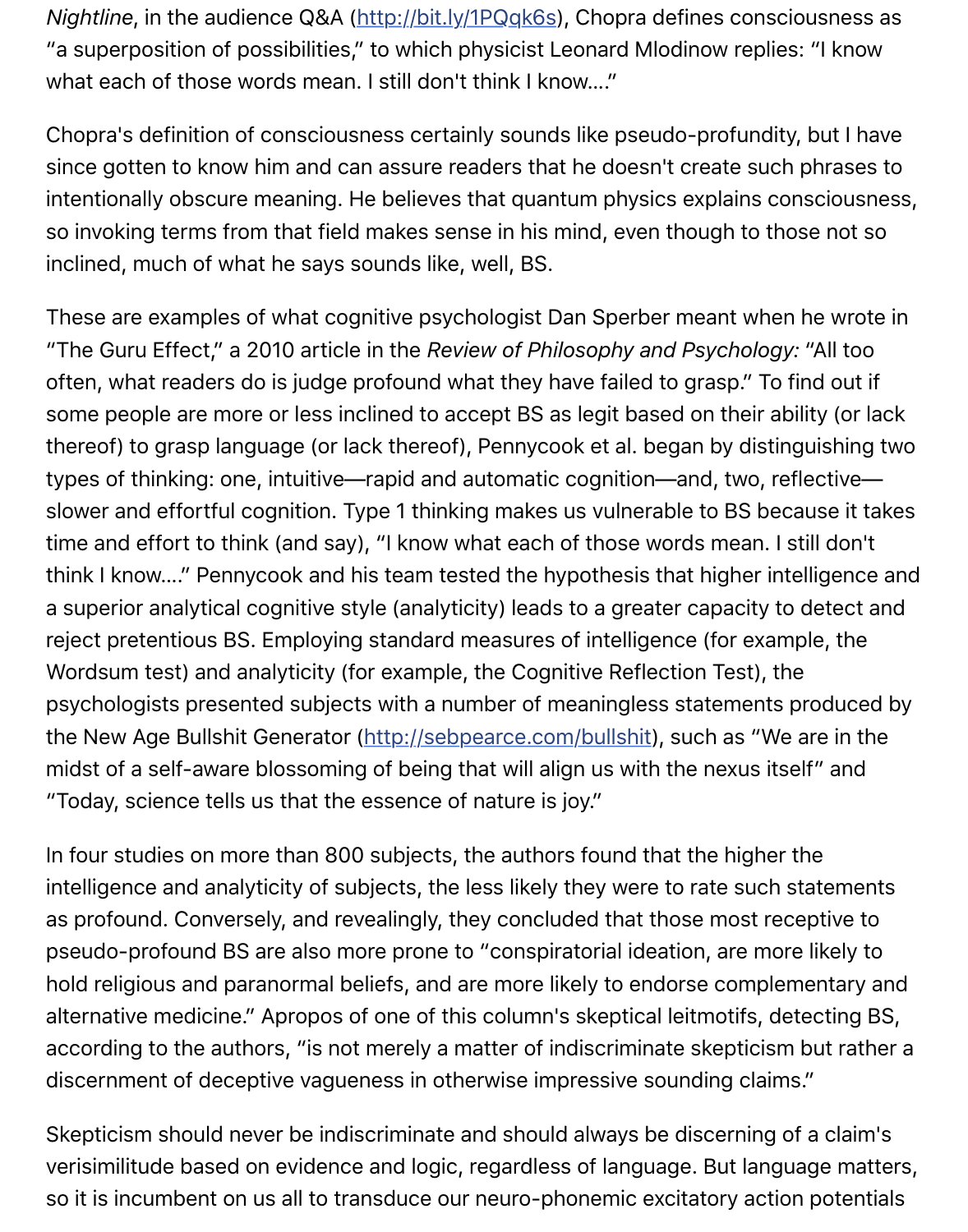*Nightline*, in the audience Q&A ([http://bit.ly/1PQqk6s](http://bit.ly/1PQqk6s)), Chopra defines consciousness as "a superposition of possibilities," to which physicist Leonard Mlodinow replies: "I know what each of those words mean. I still don't think I know...."

Chopra's definition of consciousness certainly sounds like pseudo-profundity, but I have since gotten to know him and can assure readers that he doesn't create such phrases to intentionally obscure meaning. He believes that quantum physics explains consciousness, so invoking terms from that field makes sense in his mind, even though to those not so inclined, much of what he says sounds like, well, BS.

These are examples of what cognitive psychologist Dan Sperber meant when he wrote in "The Guru Effect," a 2010 article in the *Review of Philosophy and Psychology:* "All too often, what readers do is judge profound what they have failed to grasp." To find out if some people are more or less inclined to accept BS as legit based on their ability (or lack thereof) to grasp language (or lack thereof), Pennycook et al. began by distinguishing two types of thinking: one, intuitive—rapid and automatic cognition—and, two, reflective—slower and effortful cognition. Type 1 thinking makes us vulnerable to BS because it takes time and effort to think (and say), "I know what each of those words mean. I still don't think I know...." Pennycook and his team tested the hypothesis that higher intelligence and a superior analytical cognitive style (analyticity) leads to a greater capacity to detect and reject pretentious BS. Employing standard measures of intelligence (for example, the Wordsum test) and analyticity (for example, the Cognitive Reflection Test), the psychologists presented subjects with a number of meaningless statements produced by the New Age Bullshit Generator ([http://sebpearce.com/bullshit](http://sebpearce.com/bullshit)), such as "We are in the midst of a self-aware blossoming of being that will align us with the nexus itself" and "Today, science tells us that the essence of nature is joy."

In four studies on more than 800 subjects, the authors found that the higher the intelligence and analyticity of subjects, the less likely they were to rate such statements as profound. Conversely, and revealingly, they concluded that those most receptive to pseudo-profound BS are also more prone to "conspiratorial ideation, are more likely to hold religious and paranormal beliefs, and are more likely to endorse complementary and alternative medicine." Apropos of one of this column's skeptical leitmotifs, detecting BS, according to the authors, "is not merely a matter of indiscriminate skepticism but rather a discernment of deceptive vagueness in otherwise impressive sounding claims."

Skepticism should never be indiscriminate and should always be discerning of a claim's verisimilitude based on evidence and logic, regardless of language. But language matters, so it is incumbent on us all to transduce our neuro-phonemic excitatory action potentials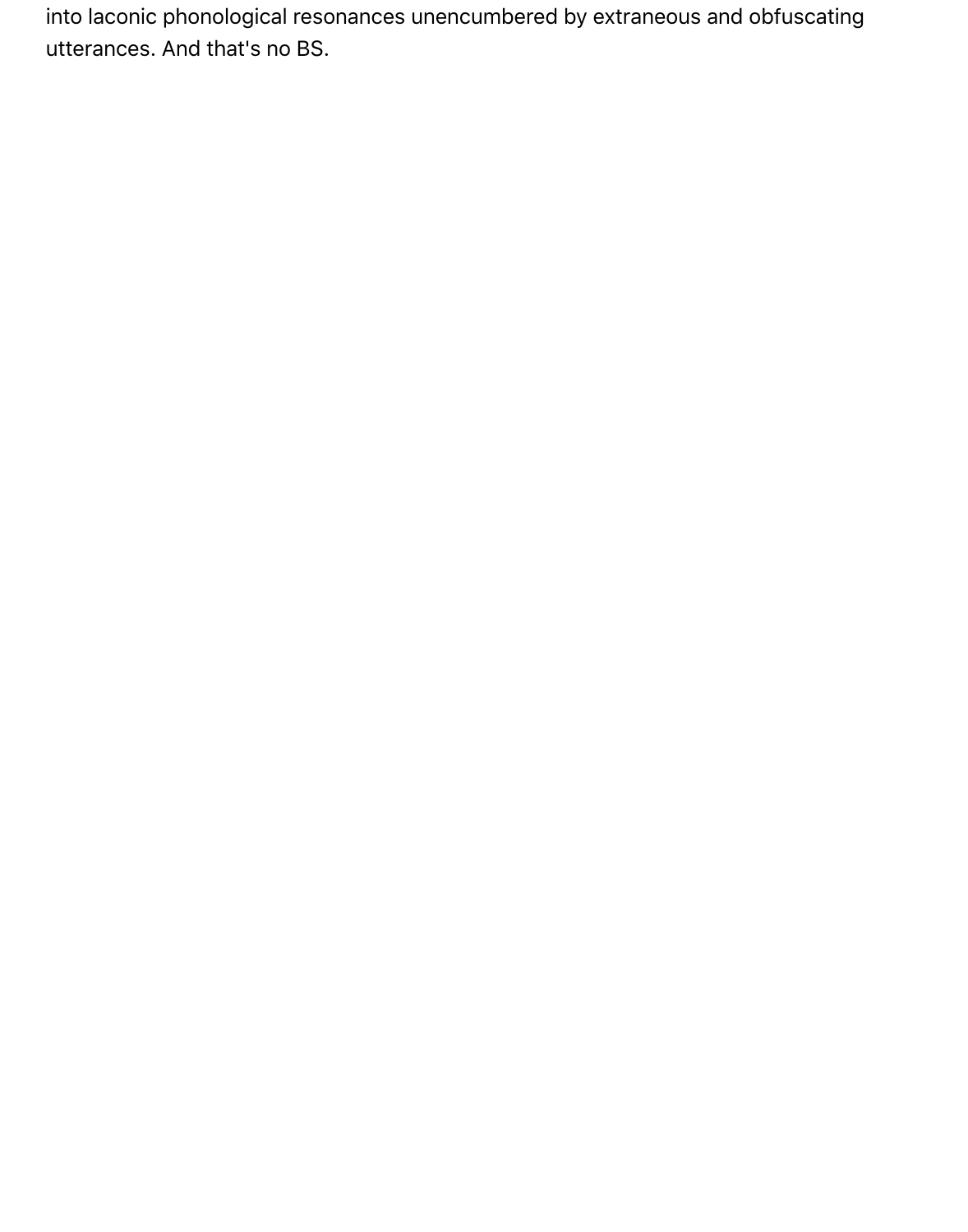into laconic phonological resonances unencumbered by extraneous and obfuscating utterances. And that's no BS.